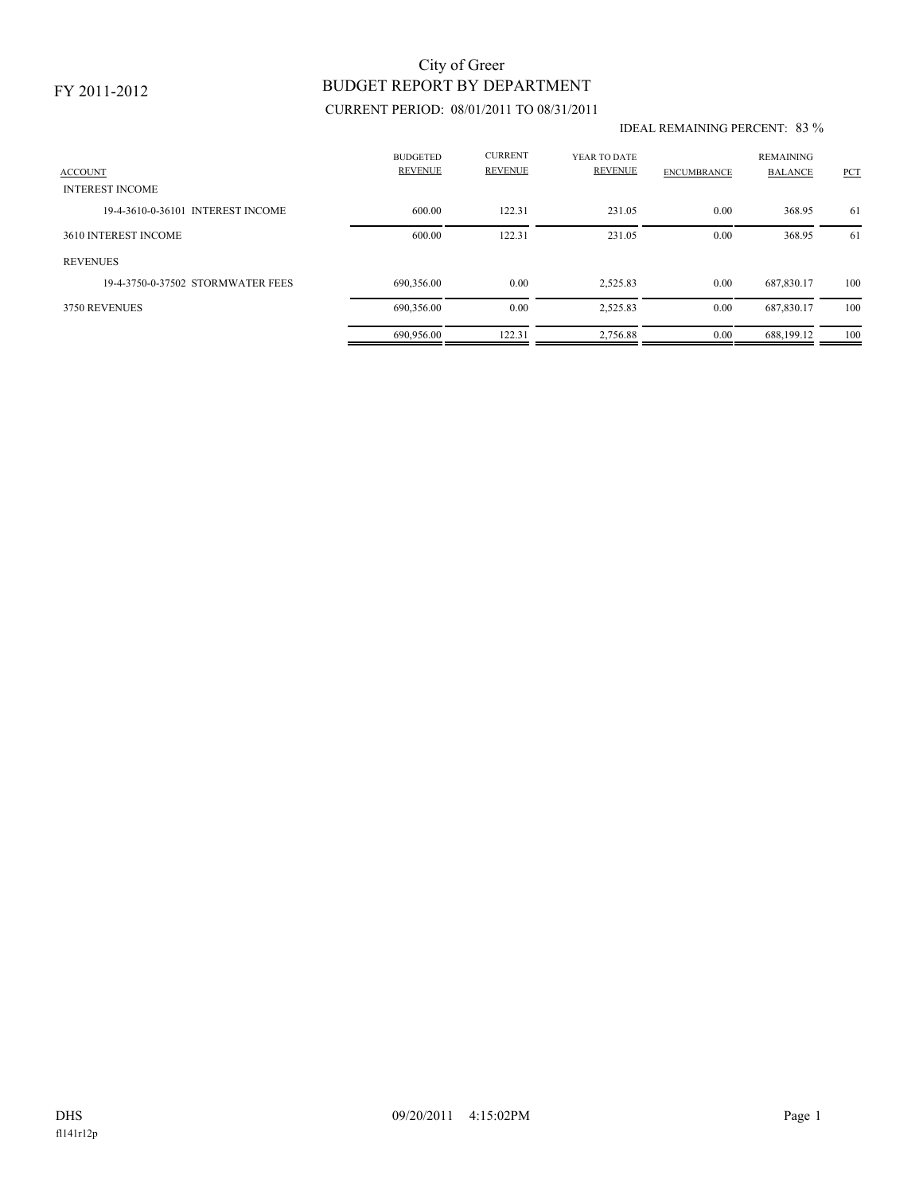FY 2011-2012

# City of Greer
## BUDGET REPORT BY DEPARTMENT

CURRENT PERIOD: 08/01/2011 TO 08/31/2011

IDEAL REMAINING PERCENT: 83 %

| ACCOUNT | BUDGETED REVENUE | CURRENT REVENUE | YEAR TO DATE REVENUE | ENCUMBRANCE | REMAINING BALANCE | PCT |
|---|---|---|---|---|---|---|
| INTEREST INCOME | | | | | | |
| 19-4-3610-0-36101 INTEREST INCOME | 600.00 | 122.31 | 231.05 | 0.00 | 368.95 | 61 |
| 3610 INTEREST INCOME | 600.00 | 122.31 | 231.05 | 0.00 | 368.95 | 61 |
| REVENUES | | | | | | |
| 19-4-3750-0-37502 STORMWATER FEES | 690,356.00 | 0.00 | 2,525.83 | 0.00 | 687,830.17 | 100 |
| 3750 REVENUES | 690,356.00 | 0.00 | 2,525.83 | 0.00 | 687,830.17 | 100 |
| | 690,956.00 | 122.31 | 2,756.88 | 0.00 | 688,199.12 | 100 |

DHS 09/20/2011 4:15:02PM

fl141r12p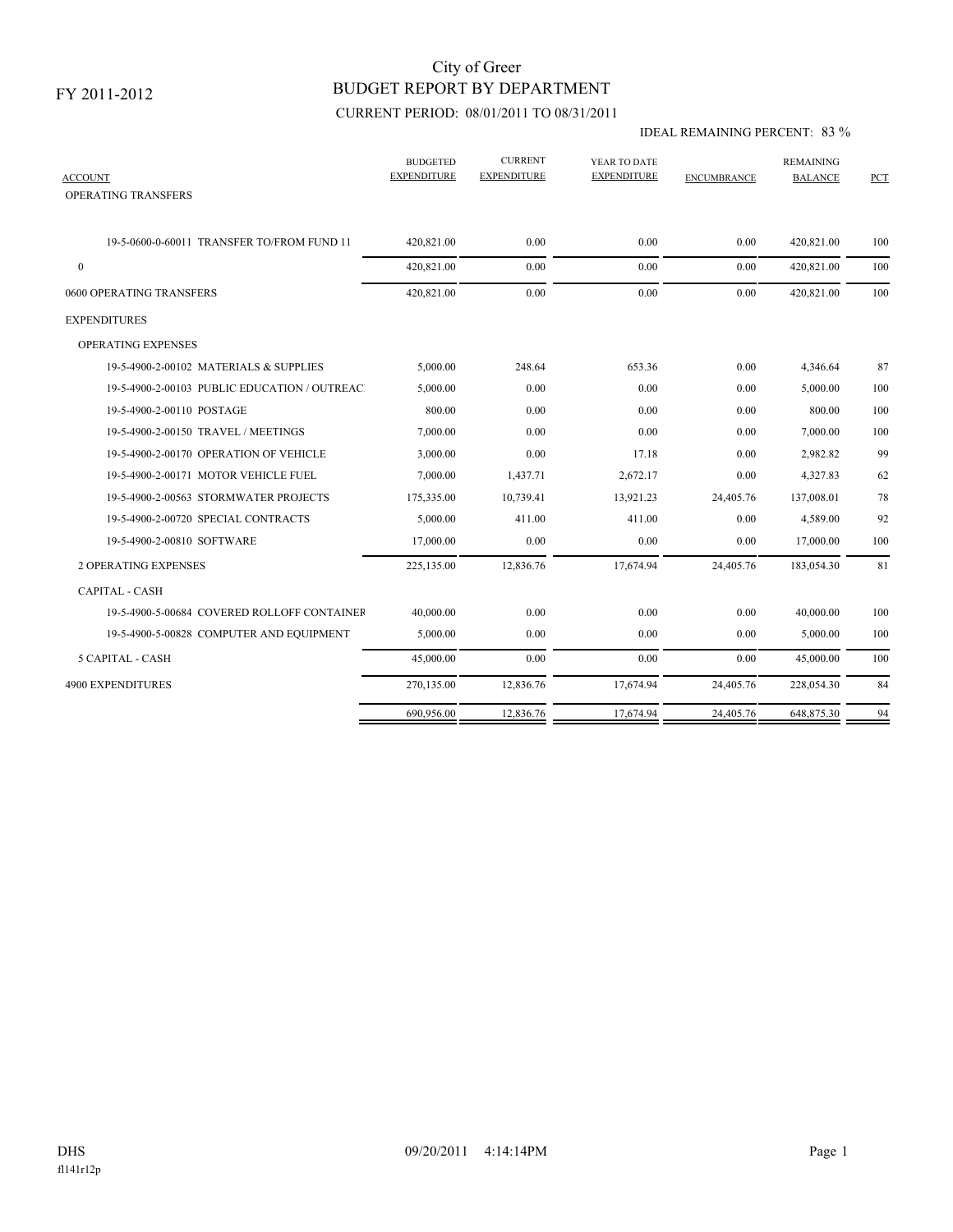FY 2011-2012

# City of Greer
## BUDGET REPORT BY DEPARTMENT
### CURRENT PERIOD: 08/01/2011 TO 08/31/2011

IDEAL REMAINING PERCENT: 83 %

| ACCOUNT | BUDGETED EXPENDITURE | CURRENT EXPENDITURE | YEAR TO DATE EXPENDITURE | ENCUMBRANCE | REMAINING BALANCE | PCT |
|---|---|---|---|---|---|---|
| OPERATING TRANSFERS | | | | | | |
| 19-5-0600-0-60011 TRANSFER TO/FROM FUND 11 | 420,821.00 | 0.00 | 0.00 | 0.00 | 420,821.00 | 100 |
| 0 | 420,821.00 | 0.00 | 0.00 | 0.00 | 420,821.00 | 100 |
| 0600 OPERATING TRANSFERS | 420,821.00 | 0.00 | 0.00 | 0.00 | 420,821.00 | 100 |
| EXPENDITURES | | | | | | |
| OPERATING EXPENSES | | | | | | |
| 19-5-4900-2-00102 MATERIALS & SUPPLIES | 5,000.00 | 248.64 | 653.36 | 0.00 | 4,346.64 | 87 |
| 19-5-4900-2-00103 PUBLIC EDUCATION / OUTREAC | 5,000.00 | 0.00 | 0.00 | 0.00 | 5,000.00 | 100 |
| 19-5-4900-2-00110 POSTAGE | 800.00 | 0.00 | 0.00 | 0.00 | 800.00 | 100 |
| 19-5-4900-2-00150 TRAVEL / MEETINGS | 7,000.00 | 0.00 | 0.00 | 0.00 | 7,000.00 | 100 |
| 19-5-4900-2-00170 OPERATION OF VEHICLE | 3,000.00 | 0.00 | 17.18 | 0.00 | 2,982.82 | 99 |
| 19-5-4900-2-00171 MOTOR VEHICLE FUEL | 7,000.00 | 1,437.71 | 2,672.17 | 0.00 | 4,327.83 | 62 |
| 19-5-4900-2-00563 STORMWATER PROJECTS | 175,335.00 | 10,739.41 | 13,921.23 | 24,405.76 | 137,008.01 | 78 |
| 19-5-4900-2-00720 SPECIAL CONTRACTS | 5,000.00 | 411.00 | 411.00 | 0.00 | 4,589.00 | 92 |
| 19-5-4900-2-00810 SOFTWARE | 17,000.00 | 0.00 | 0.00 | 0.00 | 17,000.00 | 100 |
| 2 OPERATING EXPENSES | 225,135.00 | 12,836.76 | 17,674.94 | 24,405.76 | 183,054.30 | 81 |
| CAPITAL - CASH | | | | | | |
| 19-5-4900-5-00684 COVERED ROLLOFF CONTAINER | 40,000.00 | 0.00 | 0.00 | 0.00 | 40,000.00 | 100 |
| 19-5-4900-5-00828 COMPUTER AND EQUIPMENT | 5,000.00 | 0.00 | 0.00 | 0.00 | 5,000.00 | 100 |
| 5 CAPITAL - CASH | 45,000.00 | 0.00 | 0.00 | 0.00 | 45,000.00 | 100 |
| 4900 EXPENDITURES | 270,135.00 | 12,836.76 | 17,674.94 | 24,405.76 | 228,054.30 | 84 |
| | 690,956.00 | 12,836.76 | 17,674.94 | 24,405.76 | 648,875.30 | 94 |

DHS 09/20/2011 4:14:14PM

fl141r12p